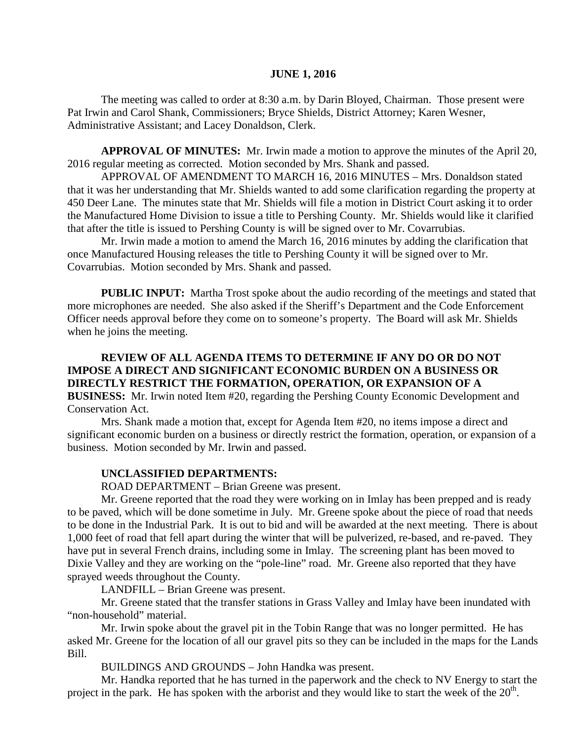**JUNE 1, 2016**

The meeting was called to order at 8:30 a.m. by Darin Bloyed, Chairman. Those present were Pat Irwin and Carol Shank, Commissioners; Bryce Shields, District Attorney; Karen Wesner, Administrative Assistant; and Lacey Donaldson, Clerk.

**APPROVAL OF MINUTES:** Mr. Irwin made a motion to approve the minutes of the April 20, 2016 regular meeting as corrected. Motion seconded by Mrs. Shank and passed.

APPROVAL OF AMENDMENT TO MARCH 16, 2016 MINUTES – Mrs. Donaldson stated that it was her understanding that Mr. Shields wanted to add some clarification regarding the property at 450 Deer Lane. The minutes state that Mr. Shields will file a motion in District Court asking it to order the Manufactured Home Division to issue a title to Pershing County. Mr. Shields would like it clarified that after the title is issued to Pershing County is will be signed over to Mr. Covarrubias.

Mr. Irwin made a motion to amend the March 16, 2016 minutes by adding the clarification that once Manufactured Housing releases the title to Pershing County it will be signed over to Mr. Covarrubias. Motion seconded by Mrs. Shank and passed.

**PUBLIC INPUT:** Martha Trost spoke about the audio recording of the meetings and stated that more microphones are needed. She also asked if the Sheriff's Department and the Code Enforcement Officer needs approval before they come on to someone's property. The Board will ask Mr. Shields when he joins the meeting.

**REVIEW OF ALL AGENDA ITEMS TO DETERMINE IF ANY DO OR DO NOT IMPOSE A DIRECT AND SIGNIFICANT ECONOMIC BURDEN ON A BUSINESS OR DIRECTLY RESTRICT THE FORMATION, OPERATION, OR EXPANSION OF A BUSINESS:** Mr. Irwin noted Item #20, regarding the Pershing County Economic Development and Conservation Act.

Mrs. Shank made a motion that, except for Agenda Item #20, no items impose a direct and significant economic burden on a business or directly restrict the formation, operation, or expansion of a business. Motion seconded by Mr. Irwin and passed.

**UNCLASSIFIED DEPARTMENTS:**

ROAD DEPARTMENT – Brian Greene was present.

Mr. Greene reported that the road they were working on in Imlay has been prepped and is ready to be paved, which will be done sometime in July. Mr. Greene spoke about the piece of road that needs to be done in the Industrial Park. It is out to bid and will be awarded at the next meeting. There is about 1,000 feet of road that fell apart during the winter that will be pulverized, re-based, and re-paved. They have put in several French drains, including some in Imlay. The screening plant has been moved to Dixie Valley and they are working on the "pole-line" road. Mr. Greene also reported that they have sprayed weeds throughout the County.

LANDFILL – Brian Greene was present.

Mr. Greene stated that the transfer stations in Grass Valley and Imlay have been inundated with "non-household" material.

Mr. Irwin spoke about the gravel pit in the Tobin Range that was no longer permitted. He has asked Mr. Greene for the location of all our gravel pits so they can be included in the maps for the Lands Bill.

BUILDINGS AND GROUNDS – John Handka was present.

Mr. Handka reported that he has turned in the paperwork and the check to NV Energy to start the project in the park. He has spoken with the arborist and they would like to start the week of the 20th.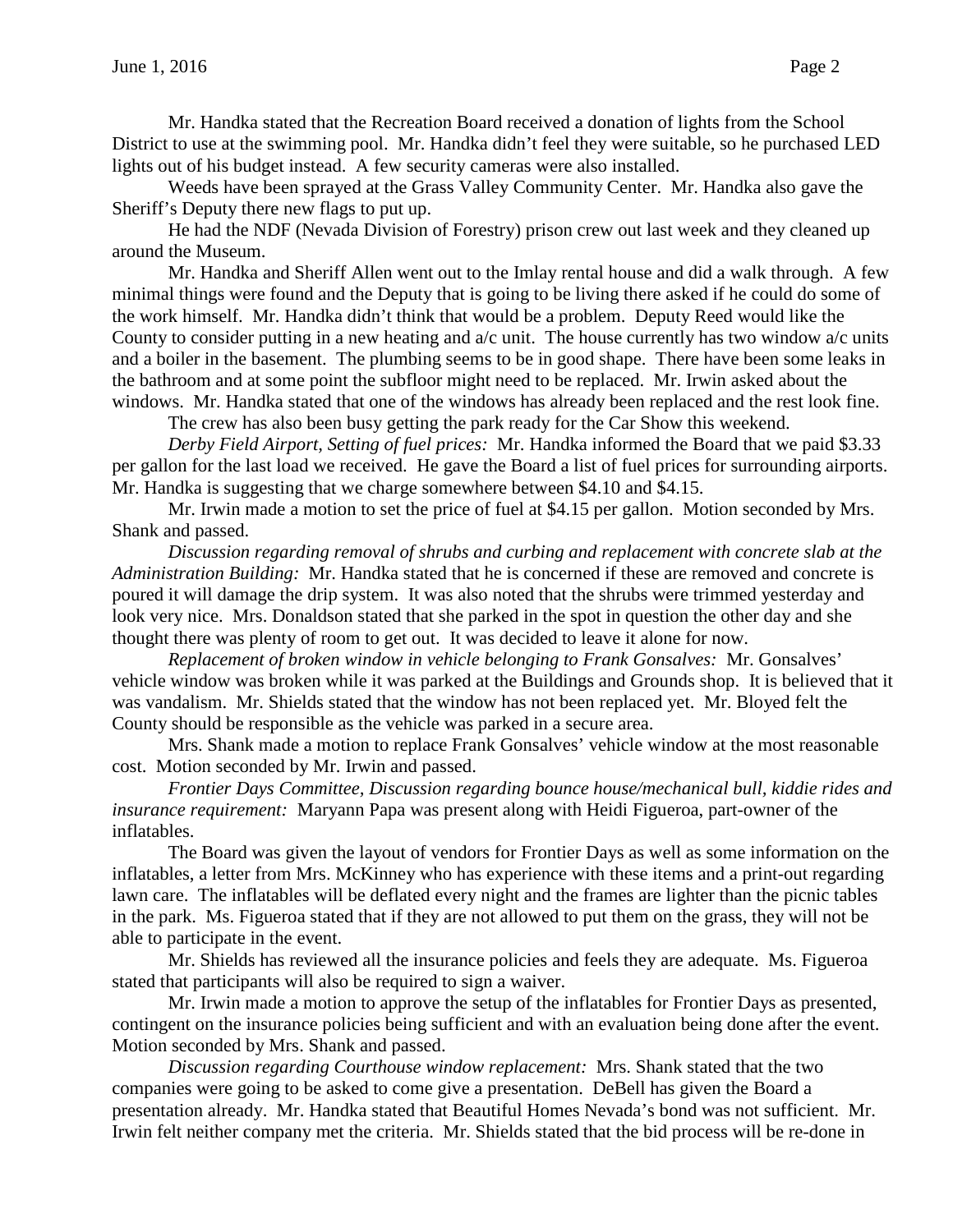Mr. Handka stated that the Recreation Board received a donation of lights from the School District to use at the swimming pool. Mr. Handka didn't feel they were suitable, so he purchased LED lights out of his budget instead. A few security cameras were also installed.

Weeds have been sprayed at the Grass Valley Community Center. Mr. Handka also gave the Sheriff's Deputy there new flags to put up.

He had the NDF (Nevada Division of Forestry) prison crew out last week and they cleaned up around the Museum.

Mr. Handka and Sheriff Allen went out to the Imlay rental house and did a walk through. A few minimal things were found and the Deputy that is going to be living there asked if he could do some of the work himself. Mr. Handka didn't think that would be a problem. Deputy Reed would like the County to consider putting in a new heating and a/c unit. The house currently has two window a/c units and a boiler in the basement. The plumbing seems to be in good shape. There have been some leaks in the bathroom and at some point the subfloor might need to be replaced. Mr. Irwin asked about the windows. Mr. Handka stated that one of the windows has already been replaced and the rest look fine.

The crew has also been busy getting the park ready for the Car Show this weekend.

*Derby Field Airport, Setting of fuel prices:* Mr. Handka informed the Board that we paid $3.33 per gallon for the last load we received. He gave the Board a list of fuel prices for surrounding airports. Mr. Handka is suggesting that we charge somewhere between $4.10 and $4.15.

Mr. Irwin made a motion to set the price of fuel at $4.15 per gallon. Motion seconded by Mrs. Shank and passed.

*Discussion regarding removal of shrubs and curbing and replacement with concrete slab at the Administration Building:* Mr. Handka stated that he is concerned if these are removed and concrete is poured it will damage the drip system. It was also noted that the shrubs were trimmed yesterday and look very nice. Mrs. Donaldson stated that she parked in the spot in question the other day and she thought there was plenty of room to get out. It was decided to leave it alone for now.

*Replacement of broken window in vehicle belonging to Frank Gonsalves:* Mr. Gonsalves' vehicle window was broken while it was parked at the Buildings and Grounds shop. It is believed that it was vandalism. Mr. Shields stated that the window has not been replaced yet. Mr. Bloyed felt the County should be responsible as the vehicle was parked in a secure area.

Mrs. Shank made a motion to replace Frank Gonsalves' vehicle window at the most reasonable cost. Motion seconded by Mr. Irwin and passed.

*Frontier Days Committee, Discussion regarding bounce house/mechanical bull, kiddie rides and insurance requirement:* Maryann Papa was present along with Heidi Figueroa, part-owner of the inflatables.

The Board was given the layout of vendors for Frontier Days as well as some information on the inflatables, a letter from Mrs. McKinney who has experience with these items and a print-out regarding lawn care. The inflatables will be deflated every night and the frames are lighter than the picnic tables in the park. Ms. Figueroa stated that if they are not allowed to put them on the grass, they will not be able to participate in the event.

Mr. Shields has reviewed all the insurance policies and feels they are adequate. Ms. Figueroa stated that participants will also be required to sign a waiver.

Mr. Irwin made a motion to approve the setup of the inflatables for Frontier Days as presented, contingent on the insurance policies being sufficient and with an evaluation being done after the event. Motion seconded by Mrs. Shank and passed.

*Discussion regarding Courthouse window replacement:* Mrs. Shank stated that the two companies were going to be asked to come give a presentation. DeBell has given the Board a presentation already. Mr. Handka stated that Beautiful Homes Nevada's bond was not sufficient. Mr. Irwin felt neither company met the criteria. Mr. Shields stated that the bid process will be re-done in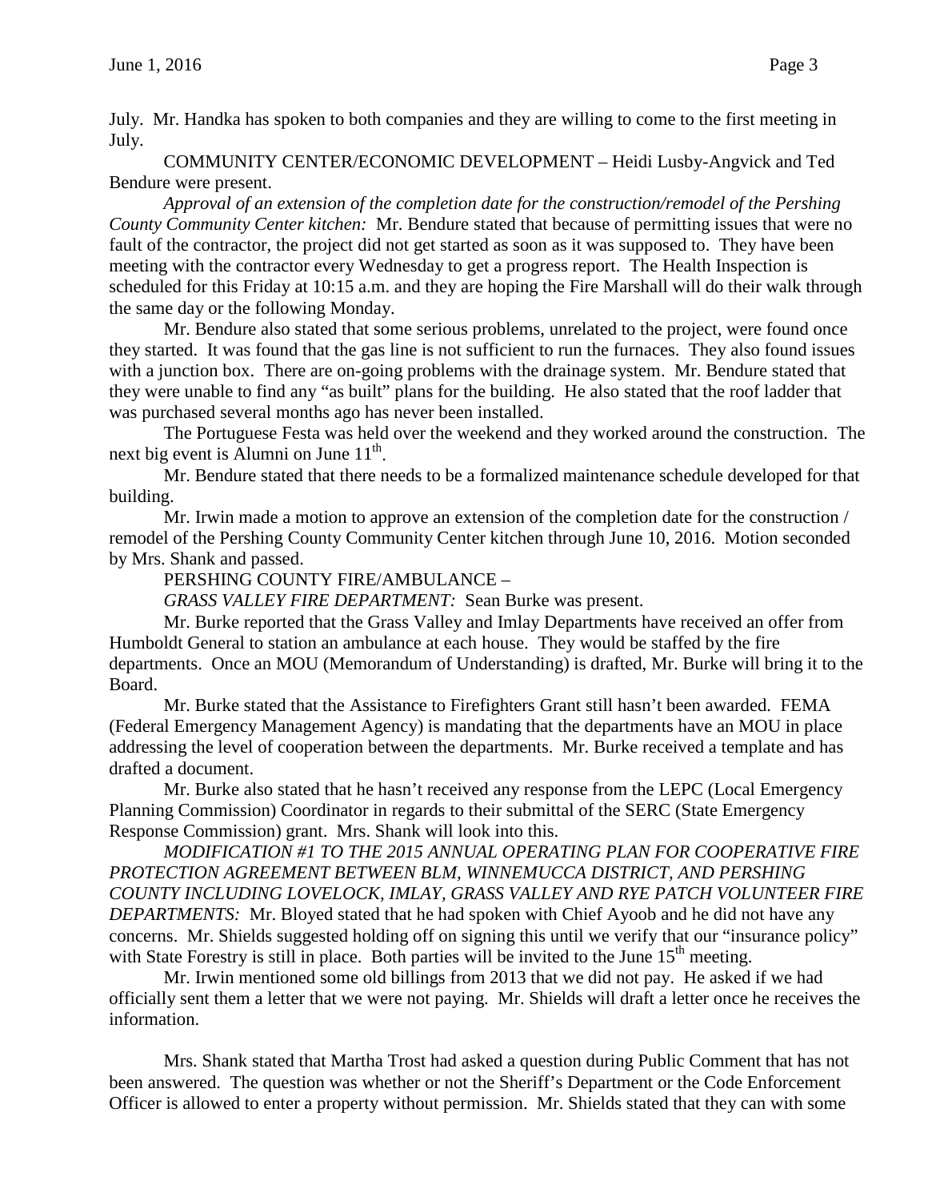July. Mr. Handka has spoken to both companies and they are willing to come to the first meeting in July.

COMMUNITY CENTER/ECONOMIC DEVELOPMENT – Heidi Lusby-Angvick and Ted Bendure were present.

*Approval of an extension of the completion date for the construction/remodel of the Pershing County Community Center kitchen:* Mr. Bendure stated that because of permitting issues that were no fault of the contractor, the project did not get started as soon as it was supposed to. They have been meeting with the contractor every Wednesday to get a progress report. The Health Inspection is scheduled for this Friday at 10:15 a.m. and they are hoping the Fire Marshall will do their walk through the same day or the following Monday.

Mr. Bendure also stated that some serious problems, unrelated to the project, were found once they started. It was found that the gas line is not sufficient to run the furnaces. They also found issues with a junction box. There are on-going problems with the drainage system. Mr. Bendure stated that they were unable to find any "as built" plans for the building. He also stated that the roof ladder that was purchased several months ago has never been installed.

The Portuguese Festa was held over the weekend and they worked around the construction. The next big event is Alumni on June 11th.

Mr. Bendure stated that there needs to be a formalized maintenance schedule developed for that building.

Mr. Irwin made a motion to approve an extension of the completion date for the construction / remodel of the Pershing County Community Center kitchen through June 10, 2016. Motion seconded by Mrs. Shank and passed.

PERSHING COUNTY FIRE/AMBULANCE –

*GRASS VALLEY FIRE DEPARTMENT:* Sean Burke was present.

Mr. Burke reported that the Grass Valley and Imlay Departments have received an offer from Humboldt General to station an ambulance at each house. They would be staffed by the fire departments. Once an MOU (Memorandum of Understanding) is drafted, Mr. Burke will bring it to the Board.

Mr. Burke stated that the Assistance to Firefighters Grant still hasn't been awarded. FEMA (Federal Emergency Management Agency) is mandating that the departments have an MOU in place addressing the level of cooperation between the departments. Mr. Burke received a template and has drafted a document.

Mr. Burke also stated that he hasn't received any response from the LEPC (Local Emergency Planning Commission) Coordinator in regards to their submittal of the SERC (State Emergency Response Commission) grant. Mrs. Shank will look into this.

*MODIFICATION #1 TO THE 2015 ANNUAL OPERATING PLAN FOR COOPERATIVE FIRE PROTECTION AGREEMENT BETWEEN BLM, WINNEMUCCA DISTRICT, AND PERSHING COUNTY INCLUDING LOVELOCK, IMLAY, GRASS VALLEY AND RYE PATCH VOLUNTEER FIRE DEPARTMENTS:* Mr. Bloyed stated that he had spoken with Chief Ayoob and he did not have any concerns. Mr. Shields suggested holding off on signing this until we verify that our "insurance policy" with State Forestry is still in place. Both parties will be invited to the June 15th meeting.

Mr. Irwin mentioned some old billings from 2013 that we did not pay. He asked if we had officially sent them a letter that we were not paying. Mr. Shields will draft a letter once he receives the information.

Mrs. Shank stated that Martha Trost had asked a question during Public Comment that has not been answered. The question was whether or not the Sheriff's Department or the Code Enforcement Officer is allowed to enter a property without permission. Mr. Shields stated that they can with some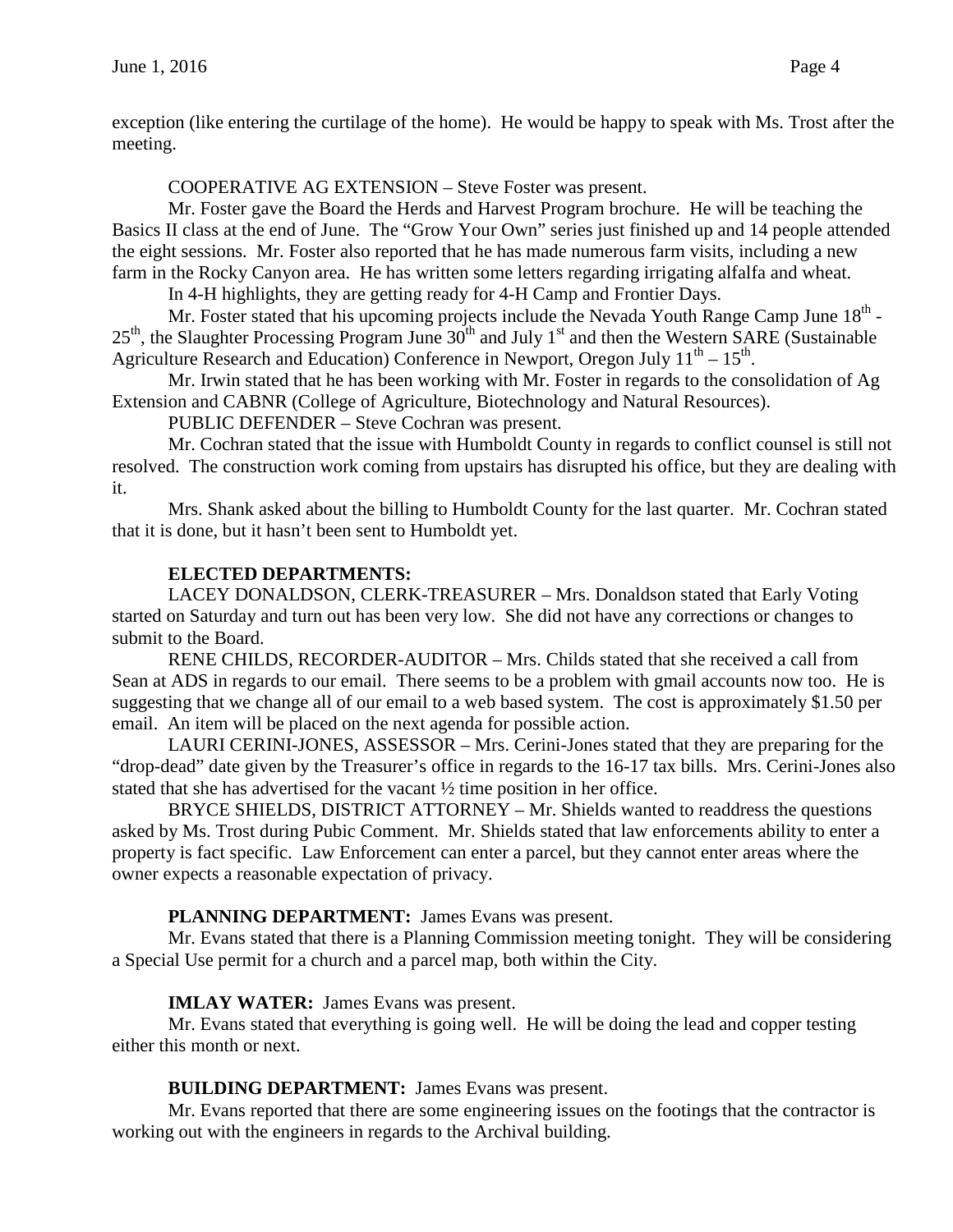exception (like entering the curtilage of the home). He would be happy to speak with Ms. Trost after the meeting.

COOPERATIVE AG EXTENSION – Steve Foster was present.

Mr. Foster gave the Board the Herds and Harvest Program brochure. He will be teaching the Basics II class at the end of June. The "Grow Your Own" series just finished up and 14 people attended the eight sessions. Mr. Foster also reported that he has made numerous farm visits, including a new farm in the Rocky Canyon area. He has written some letters regarding irrigating alfalfa and wheat.

In 4-H highlights, they are getting ready for 4-H Camp and Frontier Days.

Mr. Foster stated that his upcoming projects include the Nevada Youth Range Camp June 18th - 25th, the Slaughter Processing Program June 30th and July 1st and then the Western SARE (Sustainable Agriculture Research and Education) Conference in Newport, Oregon July 11th – 15th.

Mr. Irwin stated that he has been working with Mr. Foster in regards to the consolidation of Ag Extension and CABNR (College of Agriculture, Biotechnology and Natural Resources).

PUBLIC DEFENDER – Steve Cochran was present.

Mr. Cochran stated that the issue with Humboldt County in regards to conflict counsel is still not resolved. The construction work coming from upstairs has disrupted his office, but they are dealing with it.

Mrs. Shank asked about the billing to Humboldt County for the last quarter. Mr. Cochran stated that it is done, but it hasn't been sent to Humboldt yet.

**ELECTED DEPARTMENTS:**

LACEY DONALDSON, CLERK-TREASURER – Mrs. Donaldson stated that Early Voting started on Saturday and turn out has been very low. She did not have any corrections or changes to submit to the Board.

RENE CHILDS, RECORDER-AUDITOR – Mrs. Childs stated that she received a call from Sean at ADS in regards to our email. There seems to be a problem with gmail accounts now too. He is suggesting that we change all of our email to a web based system. The cost is approximately $1.50 per email. An item will be placed on the next agenda for possible action.

LAURI CERINI-JONES, ASSESSOR – Mrs. Cerini-Jones stated that they are preparing for the "drop-dead" date given by the Treasurer's office in regards to the 16-17 tax bills. Mrs. Cerini-Jones also stated that she has advertised for the vacant ½ time position in her office.

BRYCE SHIELDS, DISTRICT ATTORNEY – Mr. Shields wanted to readdress the questions asked by Ms. Trost during Pubic Comment. Mr. Shields stated that law enforcements ability to enter a property is fact specific. Law Enforcement can enter a parcel, but they cannot enter areas where the owner expects a reasonable expectation of privacy.

**PLANNING DEPARTMENT:** James Evans was present.

Mr. Evans stated that there is a Planning Commission meeting tonight. They will be considering a Special Use permit for a church and a parcel map, both within the City.

**IMLAY WATER:** James Evans was present.

Mr. Evans stated that everything is going well. He will be doing the lead and copper testing either this month or next.

**BUILDING DEPARTMENT:** James Evans was present.

Mr. Evans reported that there are some engineering issues on the footings that the contractor is working out with the engineers in regards to the Archival building.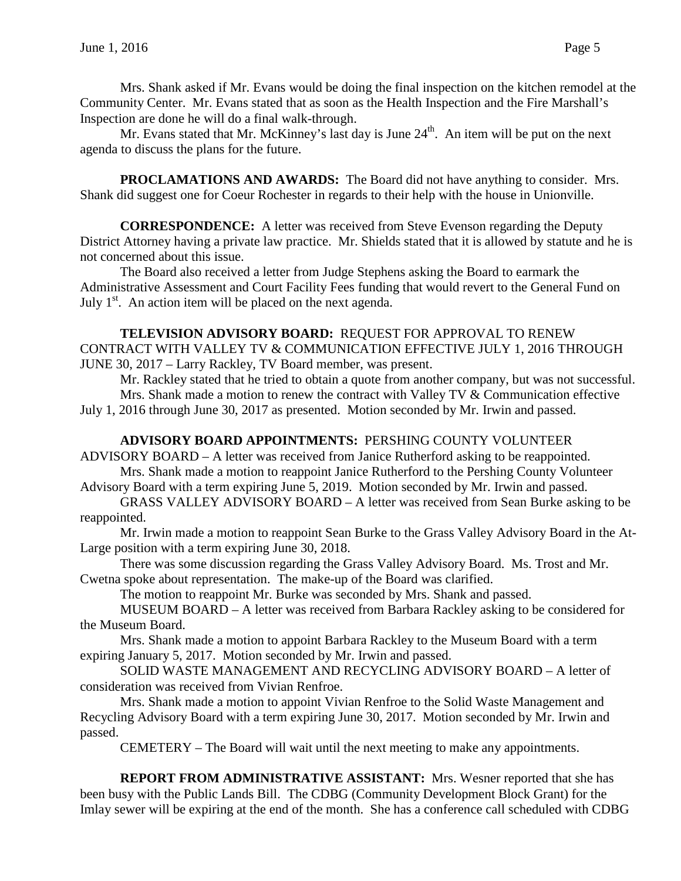Mrs. Shank asked if Mr. Evans would be doing the final inspection on the kitchen remodel at the Community Center. Mr. Evans stated that as soon as the Health Inspection and the Fire Marshall's Inspection are done he will do a final walk-through.

Mr. Evans stated that Mr. McKinney's last day is June 24th. An item will be put on the next agenda to discuss the plans for the future.

**PROCLAMATIONS AND AWARDS:** The Board did not have anything to consider. Mrs. Shank did suggest one for Coeur Rochester in regards to their help with the house in Unionville.

**CORRESPONDENCE:** A letter was received from Steve Evenson regarding the Deputy District Attorney having a private law practice. Mr. Shields stated that it is allowed by statute and he is not concerned about this issue.

The Board also received a letter from Judge Stephens asking the Board to earmark the Administrative Assessment and Court Facility Fees funding that would revert to the General Fund on July 1st. An action item will be placed on the next agenda.

**TELEVISION ADVISORY BOARD:** REQUEST FOR APPROVAL TO RENEW CONTRACT WITH VALLEY TV & COMMUNICATION EFFECTIVE JULY 1, 2016 THROUGH JUNE 30, 2017 – Larry Rackley, TV Board member, was present.

Mr. Rackley stated that he tried to obtain a quote from another company, but was not successful.

Mrs. Shank made a motion to renew the contract with Valley TV & Communication effective July 1, 2016 through June 30, 2017 as presented. Motion seconded by Mr. Irwin and passed.

**ADVISORY BOARD APPOINTMENTS:** PERSHING COUNTY VOLUNTEER ADVISORY BOARD – A letter was received from Janice Rutherford asking to be reappointed.

Mrs. Shank made a motion to reappoint Janice Rutherford to the Pershing County Volunteer Advisory Board with a term expiring June 5, 2019. Motion seconded by Mr. Irwin and passed.

GRASS VALLEY ADVISORY BOARD – A letter was received from Sean Burke asking to be reappointed.

Mr. Irwin made a motion to reappoint Sean Burke to the Grass Valley Advisory Board in the At-Large position with a term expiring June 30, 2018.

There was some discussion regarding the Grass Valley Advisory Board. Ms. Trost and Mr. Cwetna spoke about representation. The make-up of the Board was clarified.

The motion to reappoint Mr. Burke was seconded by Mrs. Shank and passed.

MUSEUM BOARD – A letter was received from Barbara Rackley asking to be considered for the Museum Board.

Mrs. Shank made a motion to appoint Barbara Rackley to the Museum Board with a term expiring January 5, 2017. Motion seconded by Mr. Irwin and passed.

SOLID WASTE MANAGEMENT AND RECYCLING ADVISORY BOARD – A letter of consideration was received from Vivian Renfroe.

Mrs. Shank made a motion to appoint Vivian Renfroe to the Solid Waste Management and Recycling Advisory Board with a term expiring June 30, 2017. Motion seconded by Mr. Irwin and passed.

CEMETERY – The Board will wait until the next meeting to make any appointments.

**REPORT FROM ADMINISTRATIVE ASSISTANT:** Mrs. Wesner reported that she has been busy with the Public Lands Bill. The CDBG (Community Development Block Grant) for the Imlay sewer will be expiring at the end of the month. She has a conference call scheduled with CDBG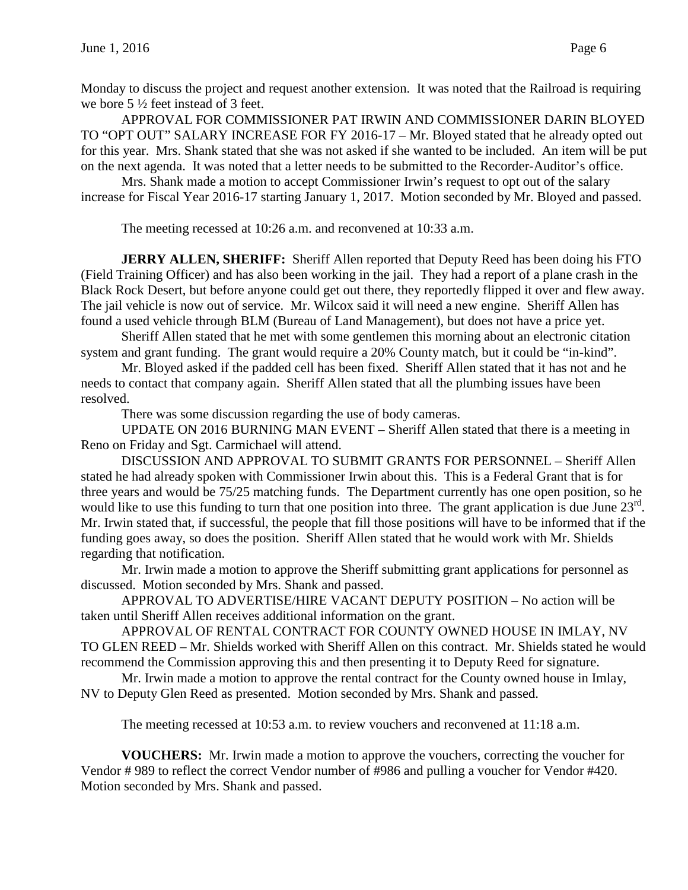Monday to discuss the project and request another extension. It was noted that the Railroad is requiring we bore 5 ½ feet instead of 3 feet.

APPROVAL FOR COMMISSIONER PAT IRWIN AND COMMISSIONER DARIN BLOYED TO "OPT OUT" SALARY INCREASE FOR FY 2016-17 – Mr. Bloyed stated that he already opted out for this year. Mrs. Shank stated that she was not asked if she wanted to be included. An item will be put on the next agenda. It was noted that a letter needs to be submitted to the Recorder-Auditor's office.

Mrs. Shank made a motion to accept Commissioner Irwin's request to opt out of the salary increase for Fiscal Year 2016-17 starting January 1, 2017. Motion seconded by Mr. Bloyed and passed.

The meeting recessed at 10:26 a.m. and reconvened at 10:33 a.m.

**JERRY ALLEN, SHERIFF:** Sheriff Allen reported that Deputy Reed has been doing his FTO (Field Training Officer) and has also been working in the jail. They had a report of a plane crash in the Black Rock Desert, but before anyone could get out there, they reportedly flipped it over and flew away. The jail vehicle is now out of service. Mr. Wilcox said it will need a new engine. Sheriff Allen has found a used vehicle through BLM (Bureau of Land Management), but does not have a price yet.

Sheriff Allen stated that he met with some gentlemen this morning about an electronic citation system and grant funding. The grant would require a 20% County match, but it could be "in-kind".

Mr. Bloyed asked if the padded cell has been fixed. Sheriff Allen stated that it has not and he needs to contact that company again. Sheriff Allen stated that all the plumbing issues have been resolved.

There was some discussion regarding the use of body cameras.

UPDATE ON 2016 BURNING MAN EVENT – Sheriff Allen stated that there is a meeting in Reno on Friday and Sgt. Carmichael will attend.

DISCUSSION AND APPROVAL TO SUBMIT GRANTS FOR PERSONNEL – Sheriff Allen stated he had already spoken with Commissioner Irwin about this. This is a Federal Grant that is for three years and would be 75/25 matching funds. The Department currently has one open position, so he would like to use this funding to turn that one position into three. The grant application is due June 23rd. Mr. Irwin stated that, if successful, the people that fill those positions will have to be informed that if the funding goes away, so does the position. Sheriff Allen stated that he would work with Mr. Shields regarding that notification.

Mr. Irwin made a motion to approve the Sheriff submitting grant applications for personnel as discussed. Motion seconded by Mrs. Shank and passed.

APPROVAL TO ADVERTISE/HIRE VACANT DEPUTY POSITION – No action will be taken until Sheriff Allen receives additional information on the grant.

APPROVAL OF RENTAL CONTRACT FOR COUNTY OWNED HOUSE IN IMLAY, NV TO GLEN REED – Mr. Shields worked with Sheriff Allen on this contract. Mr. Shields stated he would recommend the Commission approving this and then presenting it to Deputy Reed for signature.

Mr. Irwin made a motion to approve the rental contract for the County owned house in Imlay, NV to Deputy Glen Reed as presented. Motion seconded by Mrs. Shank and passed.

The meeting recessed at 10:53 a.m. to review vouchers and reconvened at 11:18 a.m.

**VOUCHERS:** Mr. Irwin made a motion to approve the vouchers, correcting the voucher for Vendor # 989 to reflect the correct Vendor number of #986 and pulling a voucher for Vendor #420. Motion seconded by Mrs. Shank and passed.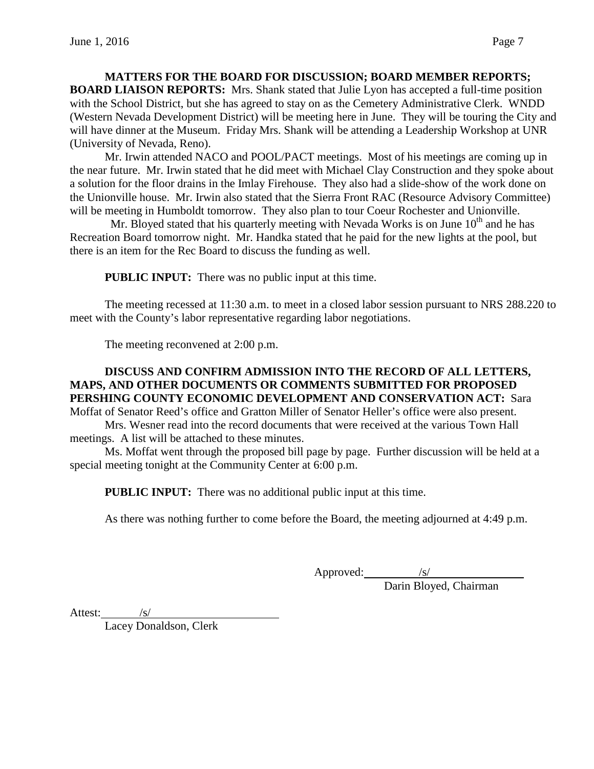**MATTERS FOR THE BOARD FOR DISCUSSION; BOARD MEMBER REPORTS; BOARD LIAISON REPORTS:** Mrs. Shank stated that Julie Lyon has accepted a full-time position with the School District, but she has agreed to stay on as the Cemetery Administrative Clerk. WNDD (Western Nevada Development District) will be meeting here in June. They will be touring the City and will have dinner at the Museum. Friday Mrs. Shank will be attending a Leadership Workshop at UNR (University of Nevada, Reno).

Mr. Irwin attended NACO and POOL/PACT meetings. Most of his meetings are coming up in the near future. Mr. Irwin stated that he did meet with Michael Clay Construction and they spoke about a solution for the floor drains in the Imlay Firehouse. They also had a slide-show of the work done on the Unionville house. Mr. Irwin also stated that the Sierra Front RAC (Resource Advisory Committee) will be meeting in Humboldt tomorrow. They also plan to tour Coeur Rochester and Unionville.

Mr. Bloyed stated that his quarterly meeting with Nevada Works is on June 10th and he has Recreation Board tomorrow night. Mr. Handka stated that he paid for the new lights at the pool, but there is an item for the Rec Board to discuss the funding as well.

**PUBLIC INPUT:** There was no public input at this time.

The meeting recessed at 11:30 a.m. to meet in a closed labor session pursuant to NRS 288.220 to meet with the County's labor representative regarding labor negotiations.

The meeting reconvened at 2:00 p.m.

**DISCUSS AND CONFIRM ADMISSION INTO THE RECORD OF ALL LETTERS, MAPS, AND OTHER DOCUMENTS OR COMMENTS SUBMITTED FOR PROPOSED PERSHING COUNTY ECONOMIC DEVELOPMENT AND CONSERVATION ACT:** Sara Moffat of Senator Reed's office and Gratton Miller of Senator Heller's office were also present.

Mrs. Wesner read into the record documents that were received at the various Town Hall meetings. A list will be attached to these minutes.

Ms. Moffat went through the proposed bill page by page. Further discussion will be held at a special meeting tonight at the Community Center at 6:00 p.m.

**PUBLIC INPUT:** There was no additional public input at this time.

As there was nothing further to come before the Board, the meeting adjourned at 4:49 p.m.

Approved: /s/
Darin Bloyed, Chairman

Attest: /s/
Lacey Donaldson, Clerk